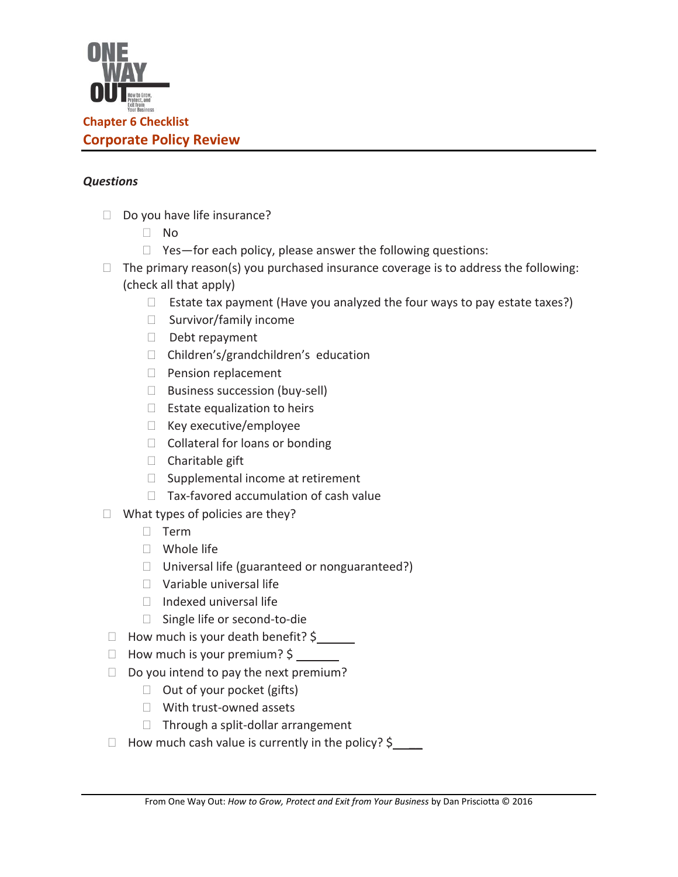## Chapter 6 Checklist

## Corporate Policy Review

***Questions***

- ☐ Do you have life insurance?
  - ☐ No
  - ☐ Yes—for each policy, please answer the following questions:
- ☐ The primary reason(s) you purchased insurance coverage is to address the following: (check all that apply)
  - ☐ Estate tax payment (Have you analyzed the four ways to pay estate taxes?)
  - ☐ Survivor/family income
  - ☐ Debt repayment
  - ☐ Children's/grandchildren's education
  - ☐ Pension replacement
  - ☐ Business succession (buy-sell)
  - ☐ Estate equalization to heirs
  - ☐ Key executive/employee
  - ☐ Collateral for loans or bonding
  - ☐ Charitable gift
  - ☐ Supplemental income at retirement
  - ☐ Tax-favored accumulation of cash value
- ☐ What types of policies are they?
  - ☐ Term
  - ☐ Whole life
  - ☐ Universal life (guaranteed or nonguaranteed?)
  - ☐ Variable universal life
  - ☐ Indexed universal life
  - ☐ Single life or second-to-die
- ☐ How much is your death benefit? $______
- ☐ How much is your premium? $ _______
- ☐ Do you intend to pay the next premium?
  - ☐ Out of your pocket (gifts)
  - ☐ With trust-owned assets
  - ☐ Through a split-dollar arrangement
- ☐ How much cash value is currently in the policy? $_____

From One Way Out: *How to Grow, Protect and Exit from Your Business* by Dan Prisciotta © 2016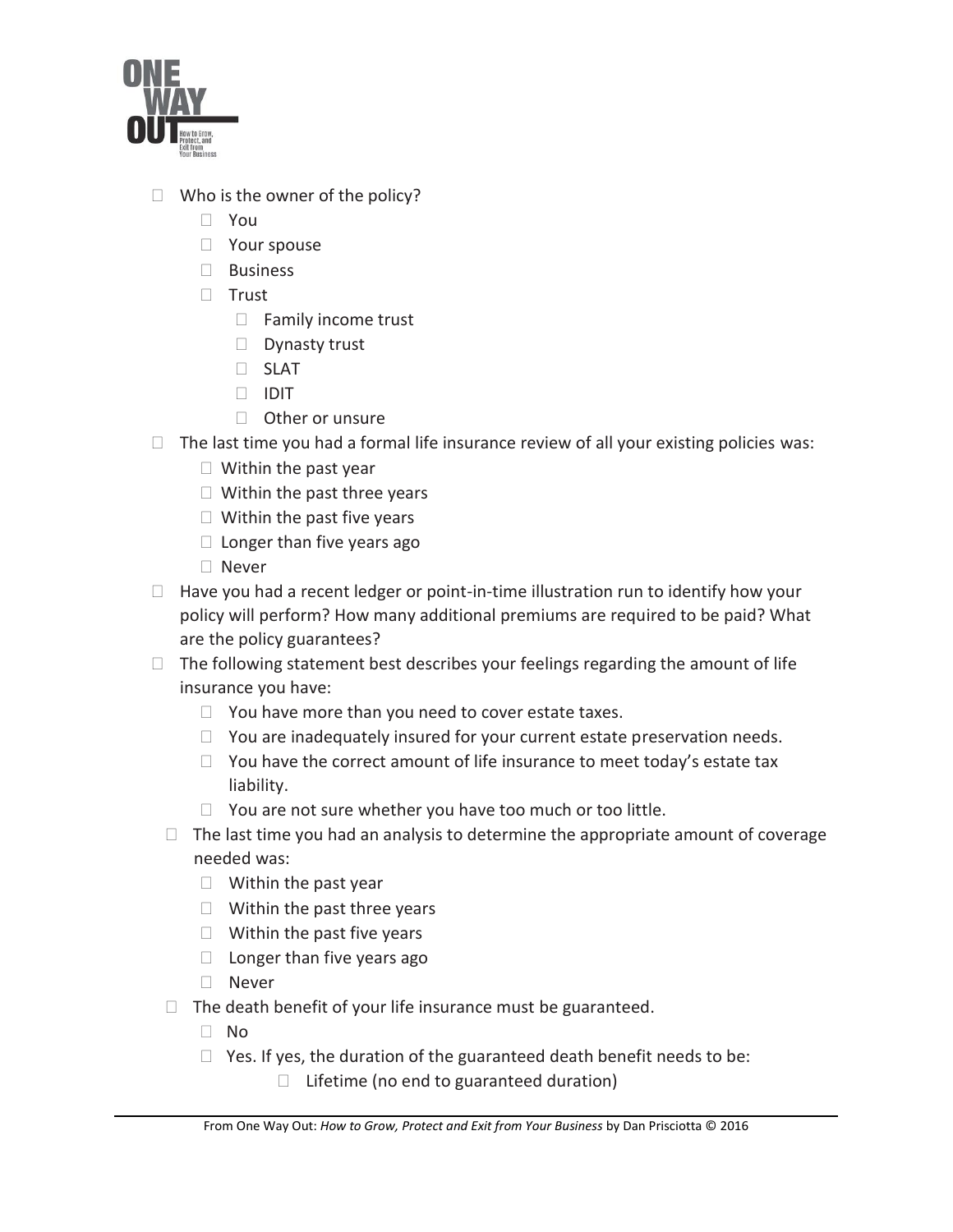- Who is the owner of the policy?
  - You
  - Your spouse
  - Business
  - Trust
    - Family income trust
    - Dynasty trust
    - SLAT
    - IDIT
    - Other or unsure
- The last time you had a formal life insurance review of all your existing policies was:
  - Within the past year
  - Within the past three years
  - Within the past five years
  - Longer than five years ago
  - Never
- Have you had a recent ledger or point-in-time illustration run to identify how your policy will perform? How many additional premiums are required to be paid? What are the policy guarantees?
- The following statement best describes your feelings regarding the amount of life insurance you have:
  - You have more than you need to cover estate taxes.
  - You are inadequately insured for your current estate preservation needs.
  - You have the correct amount of life insurance to meet today's estate tax liability.
  - You are not sure whether you have too much or too little.
- The last time you had an analysis to determine the appropriate amount of coverage needed was:
  - Within the past year
  - Within the past three years
  - Within the past five years
  - Longer than five years ago
  - Never
- The death benefit of your life insurance must be guaranteed.
  - No
  - Yes. If yes, the duration of the guaranteed death benefit needs to be:
    - Lifetime (no end to guaranteed duration)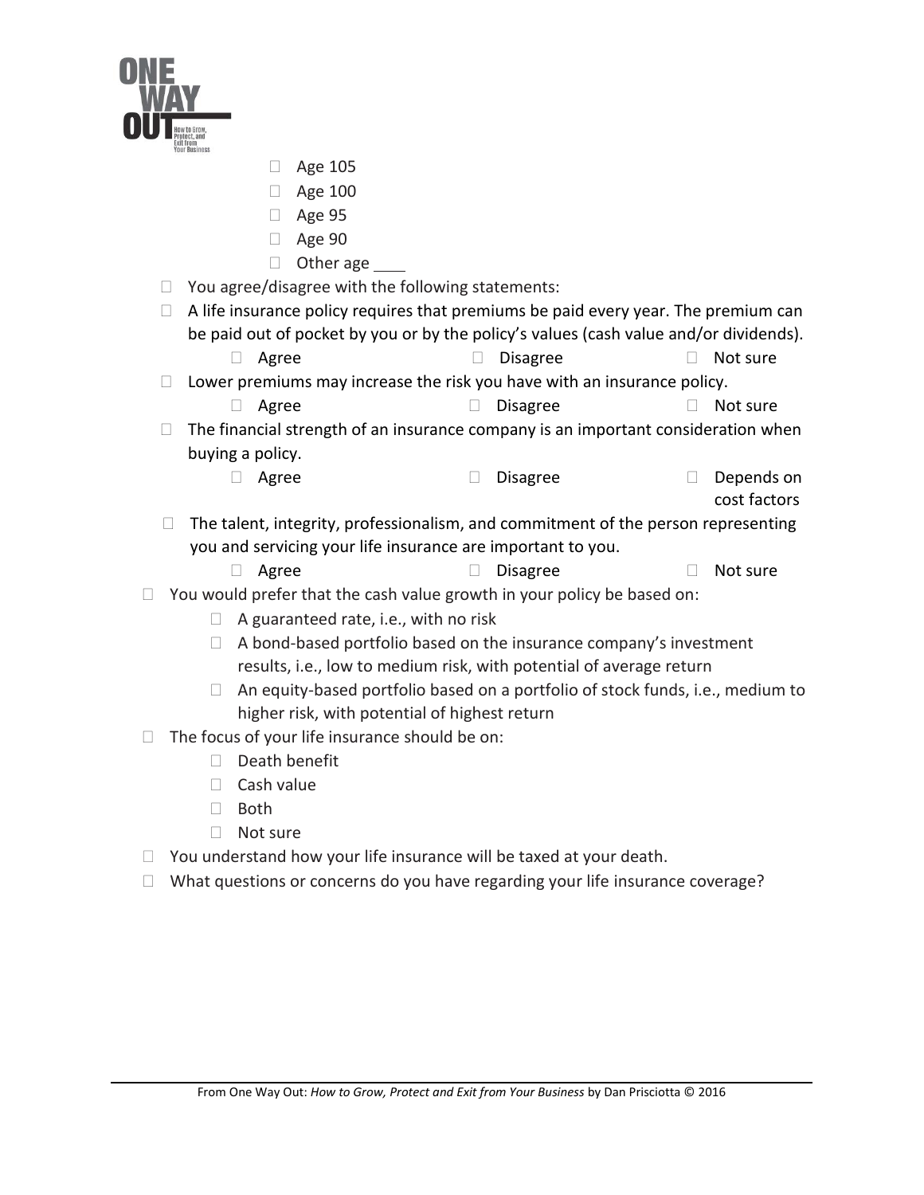- Age 105
- Age 100
- Age 95
- Age 90
- Other age ____

- You agree/disagree with the following statements:
- A life insurance policy requires that premiums be paid every year. The premium can be paid out of pocket by you or by the policy's values (cash value and/or dividends).
  - Agree
  - Disagree
  - Not sure
- Lower premiums may increase the risk you have with an insurance policy.
  - Agree
  - Disagree
  - Not sure
- The financial strength of an insurance company is an important consideration when buying a policy.
  - Agree
  - Disagree
  - Depends on cost factors
- The talent, integrity, professionalism, and commitment of the person representing you and servicing your life insurance are important to you.
  - Agree
  - Disagree
  - Not sure

- You would prefer that the cash value growth in your policy be based on:
  - A guaranteed rate, i.e., with no risk
  - A bond-based portfolio based on the insurance company's investment results, i.e., low to medium risk, with potential of average return
  - An equity-based portfolio based on a portfolio of stock funds, i.e., medium to higher risk, with potential of highest return
- The focus of your life insurance should be on:
  - Death benefit
  - Cash value
  - Both
  - Not sure
- You understand how your life insurance will be taxed at your death.
- What questions or concerns do you have regarding your life insurance coverage?

From One Way Out: *How to Grow, Protect and Exit from Your Business* by Dan Prisciotta © 2016